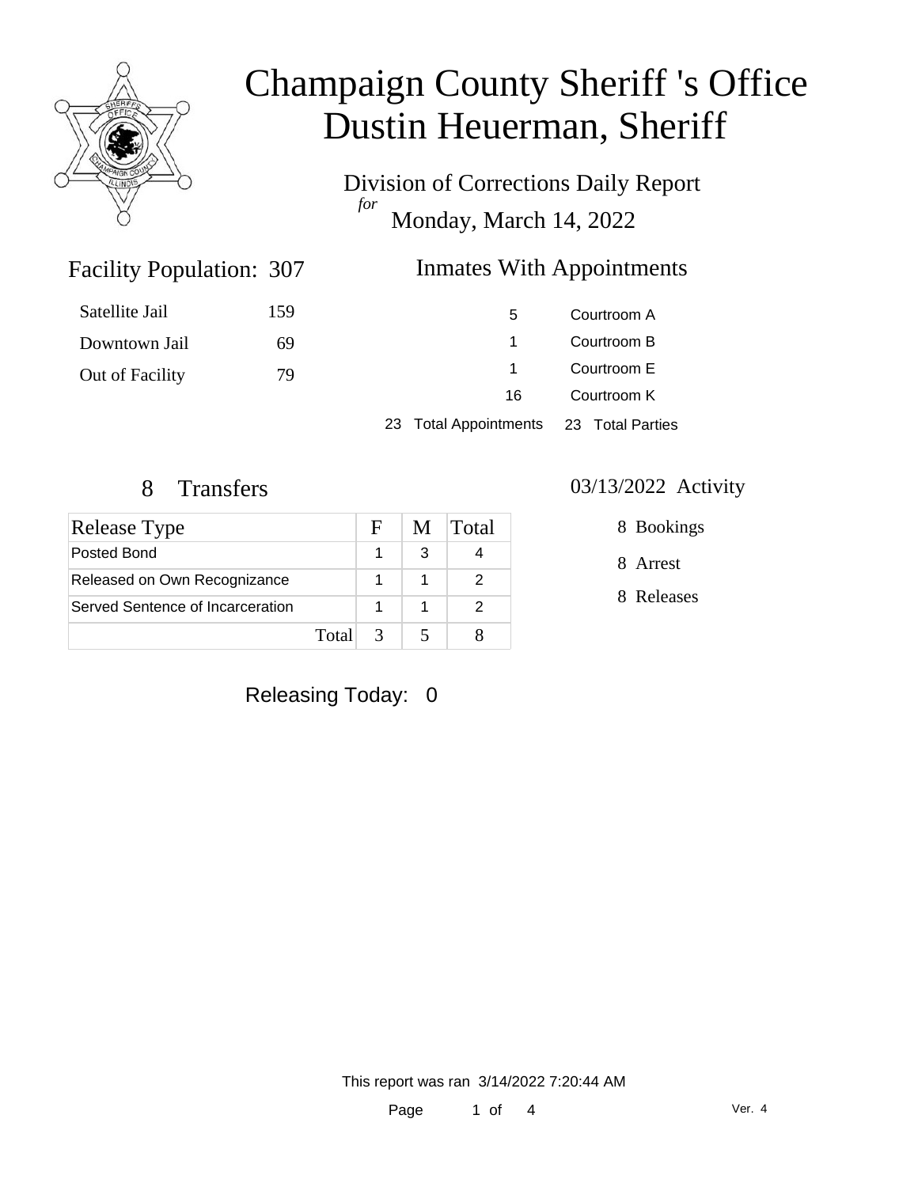# Champaign County Sheriff 's Office
# Dustin Heuerman, Sheriff

Division of Corrections Daily Report
*for*
Monday, March 14, 2022

## Facility Population: 307

| | |
|---|---|
| Satellite Jail | 159 |
| Downtown Jail | 69 |
| Out of Facility | 79 |

## Inmates With Appointments

| | |
|---|---|
| 5 | Courtroom A |
| 1 | Courtroom B |
| 1 | Courtroom E |
| 16 | Courtroom K |
| 23 Total Appointments | 23 Total Parties |

## 8 Transfers

| Release Type | F | M | Total |
|---|---|---|---|
| Posted Bond | 1 | 3 | 4 |
| Released on Own Recognizance | 1 | 1 | 2 |
| Served Sentence of Incarceration | 1 | 1 | 2 |
| Total | 3 | 5 | 8 |

## 03/13/2022 Activity

8 Bookings

8 Arrest

8 Releases

Releasing Today: 0

This report was ran 3/14/2022 7:20:44 AM

Ver. 4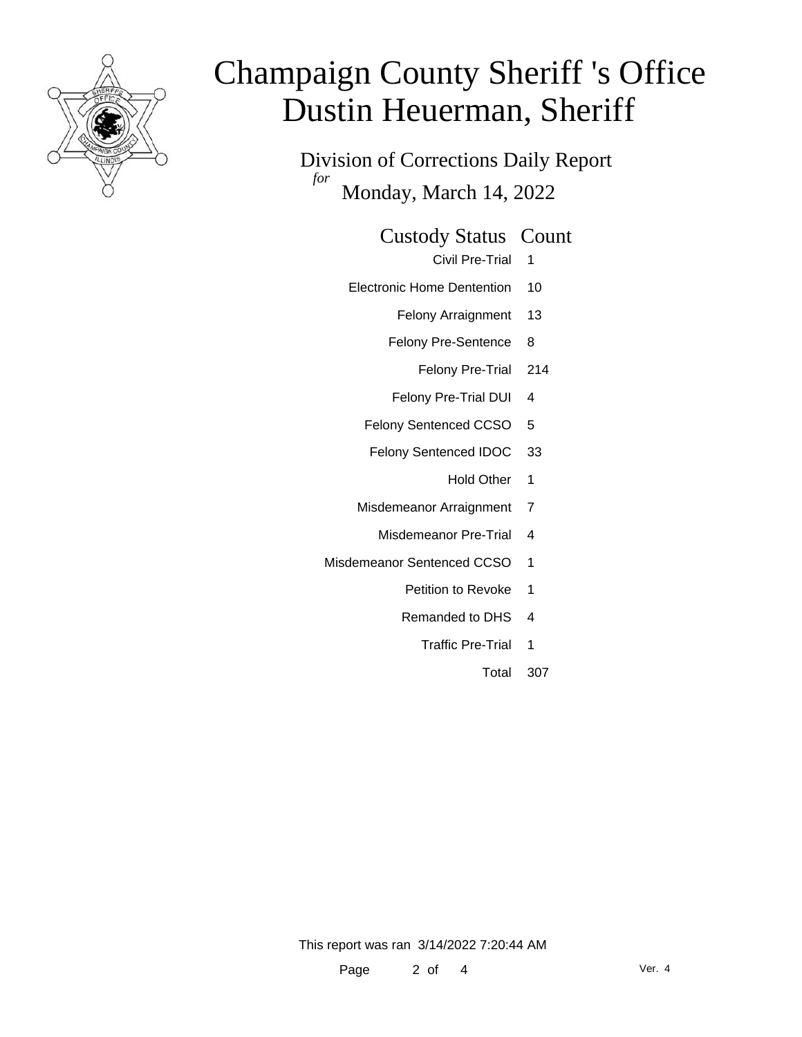# Champaign County Sheriff 's Office
# Dustin Heuerman, Sheriff

Division of Corrections Daily Report

*for*

Monday, March 14, 2022

| Custody Status | Count |
| --- | --- |
| Civil Pre-Trial | 1 |
| Electronic Home Dentention | 10 |
| Felony Arraignment | 13 |
| Felony Pre-Sentence | 8 |
| Felony Pre-Trial | 214 |
| Felony Pre-Trial DUI | 4 |
| Felony Sentenced CCSO | 5 |
| Felony Sentenced IDOC | 33 |
| Hold Other | 1 |
| Misdemeanor Arraignment | 7 |
| Misdemeanor Pre-Trial | 4 |
| Misdemeanor Sentenced CCSO | 1 |
| Petition to Revoke | 1 |
| Remanded to DHS | 4 |
| Traffic Pre-Trial | 1 |
| Total | 307 |

This report was ran 3/14/2022 7:20:44 AM

Ver. 4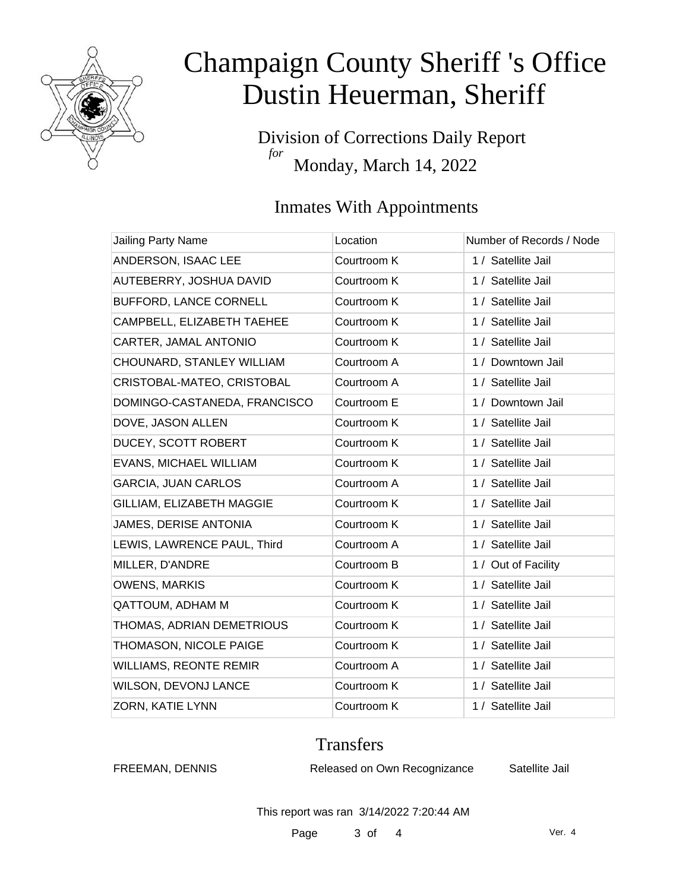# Champaign County Sheriff 's Office
# Dustin Heuerman, Sheriff

Division of Corrections Daily Report
*for*
Monday, March 14, 2022

## Inmates With Appointments

| Jailing Party Name | Location | Number of Records / Node |
| --- | --- | --- |
| ANDERSON, ISAAC LEE | Courtroom K | 1 / Satellite Jail |
| AUTEBERRY, JOSHUA DAVID | Courtroom K | 1 / Satellite Jail |
| BUFFORD, LANCE CORNELL | Courtroom K | 1 / Satellite Jail |
| CAMPBELL, ELIZABETH TAEHEE | Courtroom K | 1 / Satellite Jail |
| CARTER, JAMAL ANTONIO | Courtroom K | 1 / Satellite Jail |
| CHOUNARD, STANLEY WILLIAM | Courtroom A | 1 / Downtown Jail |
| CRISTOBAL-MATEO, CRISTOBAL | Courtroom A | 1 / Satellite Jail |
| DOMINGO-CASTANEDA, FRANCISCO | Courtroom E | 1 / Downtown Jail |
| DOVE, JASON ALLEN | Courtroom K | 1 / Satellite Jail |
| DUCEY, SCOTT ROBERT | Courtroom K | 1 / Satellite Jail |
| EVANS, MICHAEL WILLIAM | Courtroom K | 1 / Satellite Jail |
| GARCIA, JUAN CARLOS | Courtroom A | 1 / Satellite Jail |
| GILLIAM, ELIZABETH MAGGIE | Courtroom K | 1 / Satellite Jail |
| JAMES, DERISE ANTONIA | Courtroom K | 1 / Satellite Jail |
| LEWIS, LAWRENCE PAUL, Third | Courtroom A | 1 / Satellite Jail |
| MILLER, D'ANDRE | Courtroom B | 1 / Out of Facility |
| OWENS, MARKIS | Courtroom K | 1 / Satellite Jail |
| QATTOUM, ADHAM M | Courtroom K | 1 / Satellite Jail |
| THOMAS, ADRIAN DEMETRIOUS | Courtroom K | 1 / Satellite Jail |
| THOMASON, NICOLE PAIGE | Courtroom K | 1 / Satellite Jail |
| WILLIAMS, REONTE REMIR | Courtroom A | 1 / Satellite Jail |
| WILSON, DEVONJ LANCE | Courtroom K | 1 / Satellite Jail |
| ZORN, KATIE LYNN | Courtroom K | 1 / Satellite Jail |

## Transfers

| | | |
| --- | --- | --- |
| FREEMAN, DENNIS | Released on Own Recognizance | Satellite Jail |

This report was ran 3/14/2022 7:20:44 AM

Ver. 4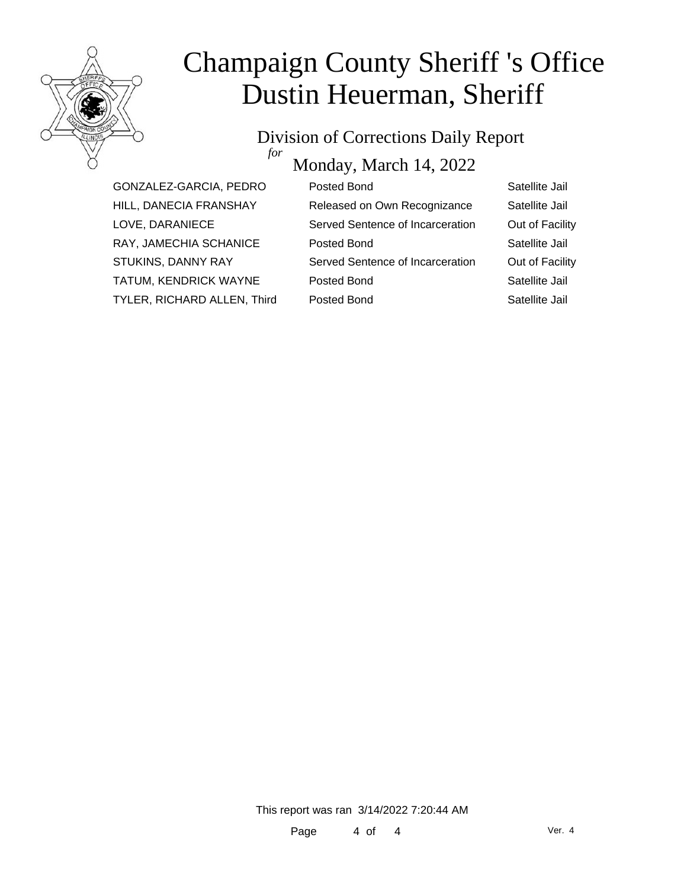# Champaign County Sheriff 's Office
# Dustin Heuerman, Sheriff

## Division of Corrections Daily Report

*for*

## Monday, March 14, 2022

| | | |
|---|---|---|
| GONZALEZ-GARCIA, PEDRO | Posted Bond | Satellite Jail |
| HILL, DANECIA FRANSHAY | Released on Own Recognizance | Satellite Jail |
| LOVE, DARANIECE | Served Sentence of Incarceration | Out of Facility |
| RAY, JAMECHIA SCHANICE | Posted Bond | Satellite Jail |
| STUKINS, DANNY RAY | Served Sentence of Incarceration | Out of Facility |
| TATUM, KENDRICK WAYNE | Posted Bond | Satellite Jail |
| TYLER, RICHARD ALLEN, Third | Posted Bond | Satellite Jail |

This report was ran 3/14/2022 7:20:44 AM

Ver. 4